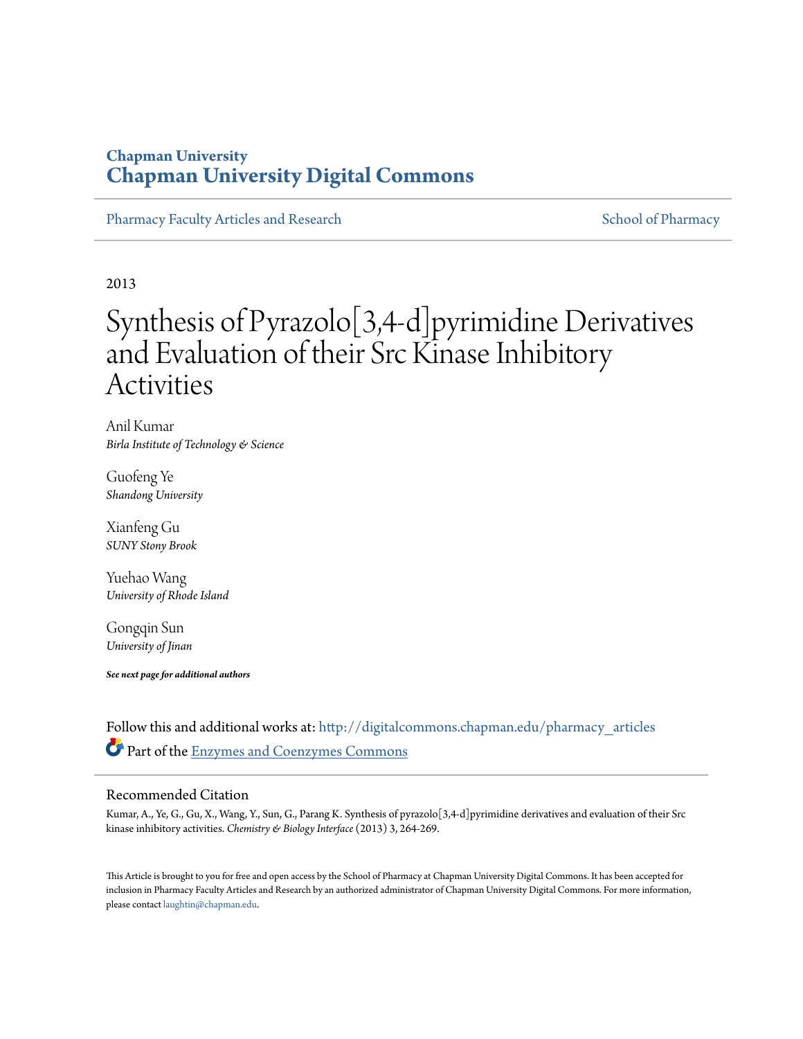**Chapman University**
**Chapman University Digital Commons**

Pharmacy Faculty Articles and Research | School of Pharmacy

2013

# Synthesis of Pyrazolo[3,4-d]pyrimidine Derivatives and Evaluation of their Src Kinase Inhibitory Activities

Anil Kumar
*Birla Institute of Technology & Science*

Guofeng Ye
*Shandong University*

Xianfeng Gu
*SUNY Stony Brook*

Yuehao Wang
*University of Rhode Island*

Gongqin Sun
*University of Jinan*

***See next page for additional authors***

Follow this and additional works at: http://digitalcommons.chapman.edu/pharmacy_articles

Part of the Enzymes and Coenzymes Commons

## Recommended Citation

Kumar, A., Ye, G., Gu, X., Wang, Y., Sun, G., Parang K. Synthesis of pyrazolo[3,4-d]pyrimidine derivatives and evaluation of their Src kinase inhibitory activities. *Chemistry & Biology Interface* (2013) 3, 264-269.

This Article is brought to you for free and open access by the School of Pharmacy at Chapman University Digital Commons. It has been accepted for inclusion in Pharmacy Faculty Articles and Research by an authorized administrator of Chapman University Digital Commons. For more information, please contact laughtin@chapman.edu.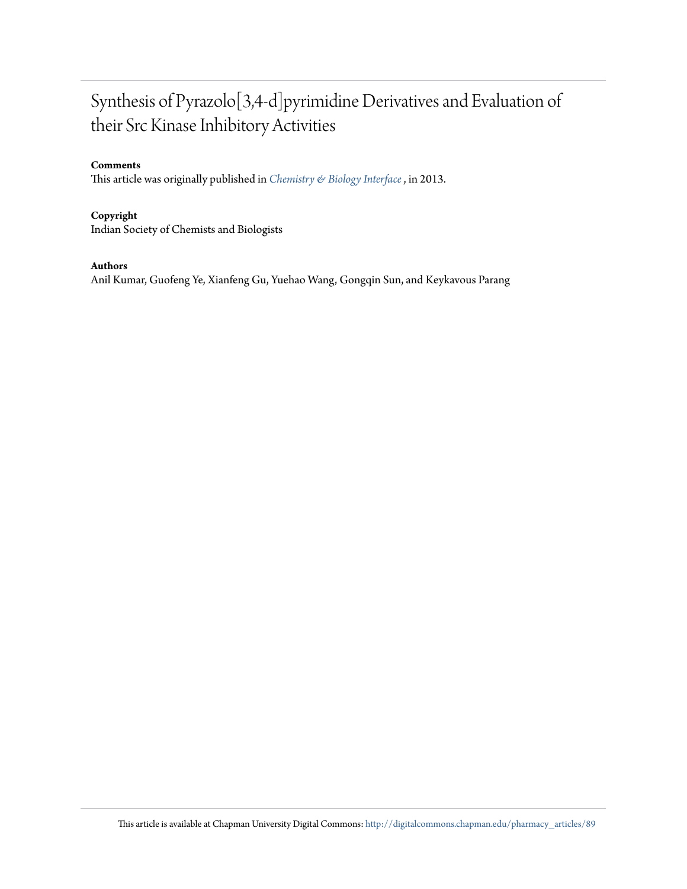# Synthesis of Pyrazolo[3,4-d]pyrimidine Derivatives and Evaluation of their Src Kinase Inhibitory Activities

**Comments**

This article was originally published in *Chemistry & Biology Interface* , in 2013.

**Copyright**

Indian Society of Chemists and Biologists

**Authors**

Anil Kumar, Guofeng Ye, Xianfeng Gu, Yuehao Wang, Gongqin Sun, and Keykavous Parang

This article is available at Chapman University Digital Commons: http://digitalcommons.chapman.edu/pharmacy_articles/89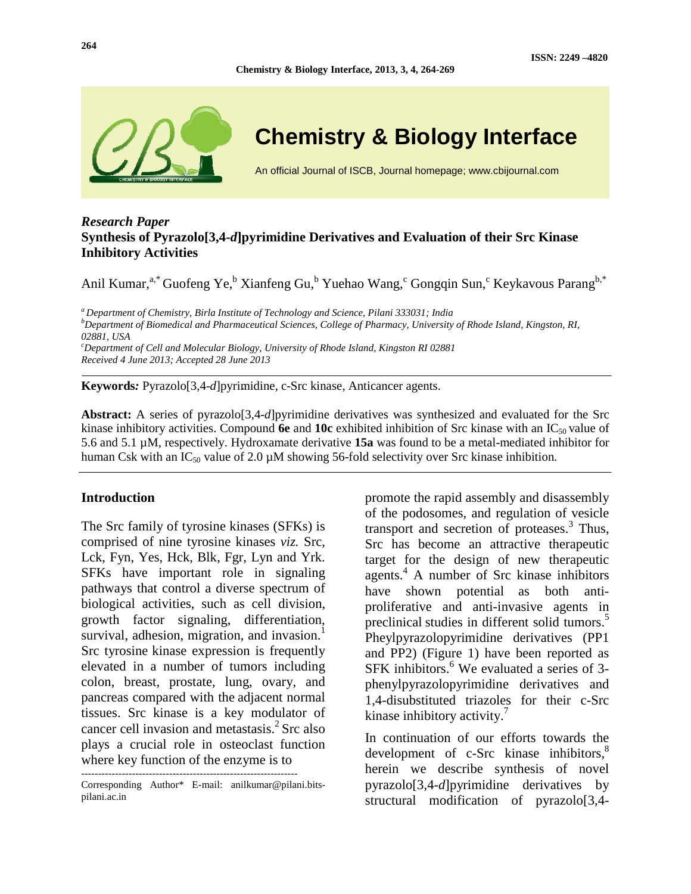*Research Paper*

**Synthesis of Pyrazolo[3,4-*d*]pyrimidine Derivatives and Evaluation of their Src Kinase Inhibitory Activities**

Anil Kumar,[a,*] Guofeng Ye,[b] Xianfeng Gu,[b] Yuehao Wang,[c] Gongqin Sun,[c] Keykavous Parang[b,*]

[a] *Department of Chemistry, Birla Institute of Technology and Science, Pilani 333031; India*
[b] *Department of Biomedical and Pharmaceutical Sciences, College of Pharmacy, University of Rhode Island, Kingston, RI, 02881, USA*
[c] *Department of Cell and Molecular Biology, University of Rhode Island, Kingston RI 02881*
*Received 4 June 2013; Accepted 28 June 2013*

**Keywords:** Pyrazolo[3,4-*d*]pyrimidine, c-Src kinase, Anticancer agents.

**Abstract:** A series of pyrazolo[3,4-*d*]pyrimidine derivatives was synthesized and evaluated for the Src kinase inhibitory activities. Compound **6e** and **10c** exhibited inhibition of Src kinase with an $IC_{50}$ value of 5.6 and 5.1 µM, respectively. Hydroxamate derivative **15a** was found to be a metal-mediated inhibitor for human Csk with an $IC_{50}$ value of 2.0 µM showing 56-fold selectivity over Src kinase inhibition.

## Introduction

The Src family of tyrosine kinases (SFKs) is comprised of nine tyrosine kinases *viz.* Src, Lck, Fyn, Yes, Hck, Blk, Fgr, Lyn and Yrk. SFKs have important role in signaling pathways that control a diverse spectrum of biological activities, such as cell division, growth factor signaling, differentiation, survival, adhesion, migration, and invasion.[1] Src tyrosine kinase expression is frequently elevated in a number of tumors including colon, breast, prostate, lung, ovary, and pancreas compared with the adjacent normal tissues. Src kinase is a key modulator of cancer cell invasion and metastasis.[2] Src also plays a crucial role in osteoclast function where key function of the enzyme is to promote the rapid assembly and disassembly of the podosomes, and regulation of vesicle transport and secretion of proteases.[3] Thus, Src has become an attractive therapeutic target for the design of new therapeutic agents.[4] A number of Src kinase inhibitors have shown potential as both anti-proliferative and anti-invasive agents in preclinical studies in different solid tumors.[5] Pheylpyrazolopyrimidine derivatives (PP1 and PP2) (Figure 1) have been reported as SFK inhibitors.[6] We evaluated a series of 3-phenylpyrazolopyrimidine derivatives and 1,4-disubstituted triazoles for their c-Src kinase inhibitory activity.[7]

In continuation of our efforts towards the development of c-Src kinase inhibitors,[8] herein we describe synthesis of novel pyrazolo[3,4-*d*]pyrimidine derivatives by structural modification of pyrazolo[3,4-

Corresponding Author* E-mail: anilkumar@pilani.bits-pilani.ac.in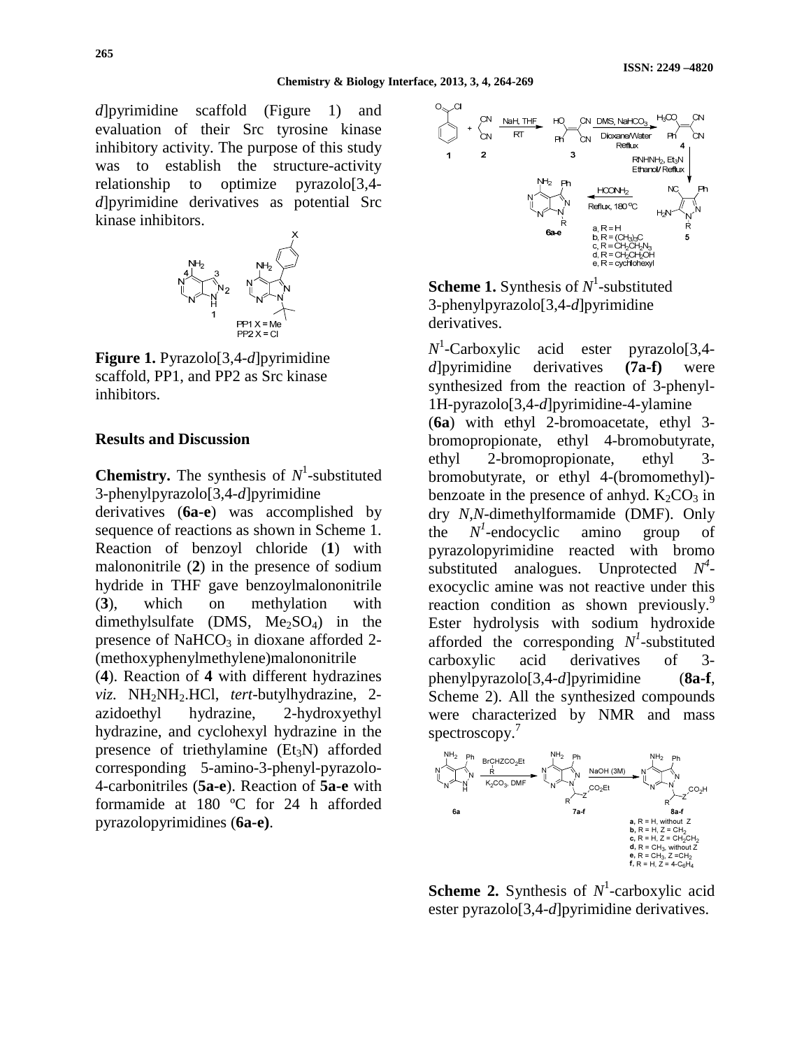*d*]pyrimidine scaffold (Figure 1) and evaluation of their Src tyrosine kinase inhibitory activity. The purpose of this study was to establish the structure-activity relationship to optimize pyrazolo[3,4-*d*]pyrimidine derivatives as potential Src kinase inhibitors.

**Figure 1.** Pyrazolo[3,4-*d*]pyrimidine scaffold, PP1, and PP2 as Src kinase inhibitors.

## Results and Discussion

**Chemistry.** The synthesis of $N^1$-substituted 3-phenylpyrazolo[3,4-*d*]pyrimidine derivatives (**6a-e**) was accomplished by sequence of reactions as shown in Scheme 1. Reaction of benzoyl chloride (**1**) with malononitrile (**2**) in the presence of sodium hydride in THF gave benzoylmalononitrile (**3**), which on methylation with dimethylsulfate (DMS, $Me_2SO_4$) in the presence of $NaHCO_3$ in dioxane afforded 2-(methoxyphenylmethylene)malononitrile (**4**). Reaction of **4** with different hydrazines *viz.* $NH_2NH_2$.HCl, *tert*-butylhydrazine, 2-azidoethyl hydrazine, 2-hydroxyethyl hydrazine, and cyclohexyl hydrazine in the presence of triethylamine ($Et_3N$) afforded corresponding 5-amino-3-phenyl-pyrazolo-4-carbonitriles (**5a-e**). Reaction of **5a-e** with formamide at 180 ºC for 24 h afforded pyrazolopyrimidines (**6a-e)**.

**Scheme 1.** Synthesis of $N^1$-substituted 3-phenylpyrazolo[3,4-*d*]pyrimidine derivatives.

$N^1$-Carboxylic acid ester pyrazolo[3,4-*d*]pyrimidine derivatives **(7a-f)** were synthesized from the reaction of 3-phenyl-1H-pyrazolo[3,4-*d*]pyrimidine-4-ylamine (**6a**) with ethyl 2-bromoacetate, ethyl 3-bromopropionate, ethyl 4-bromobutyrate, ethyl 2-bromopropionate, ethyl 3-bromobutyrate, or ethyl 4-(bromomethyl)-benzoate in the presence of anhyd. $K_2CO_3$ in dry *N*,*N*-dimethylformamide (DMF). Only the $N^1$-endocyclic amino group of pyrazolopyrimidine reacted with bromo substituted analogues. Unprotected $N^4$-exocyclic amine was not reactive under this reaction condition as shown previously.[9] Ester hydrolysis with sodium hydroxide afforded the corresponding $N^1$-substituted carboxylic acid derivatives of 3-phenylpyrazolo[3,4-*d*]pyrimidine (**8a-f**, Scheme 2). All the synthesized compounds were characterized by NMR and mass spectroscopy.[7]

**Scheme 2.** Synthesis of $N^1$-carboxylic acid ester pyrazolo[3,4-*d*]pyrimidine derivatives.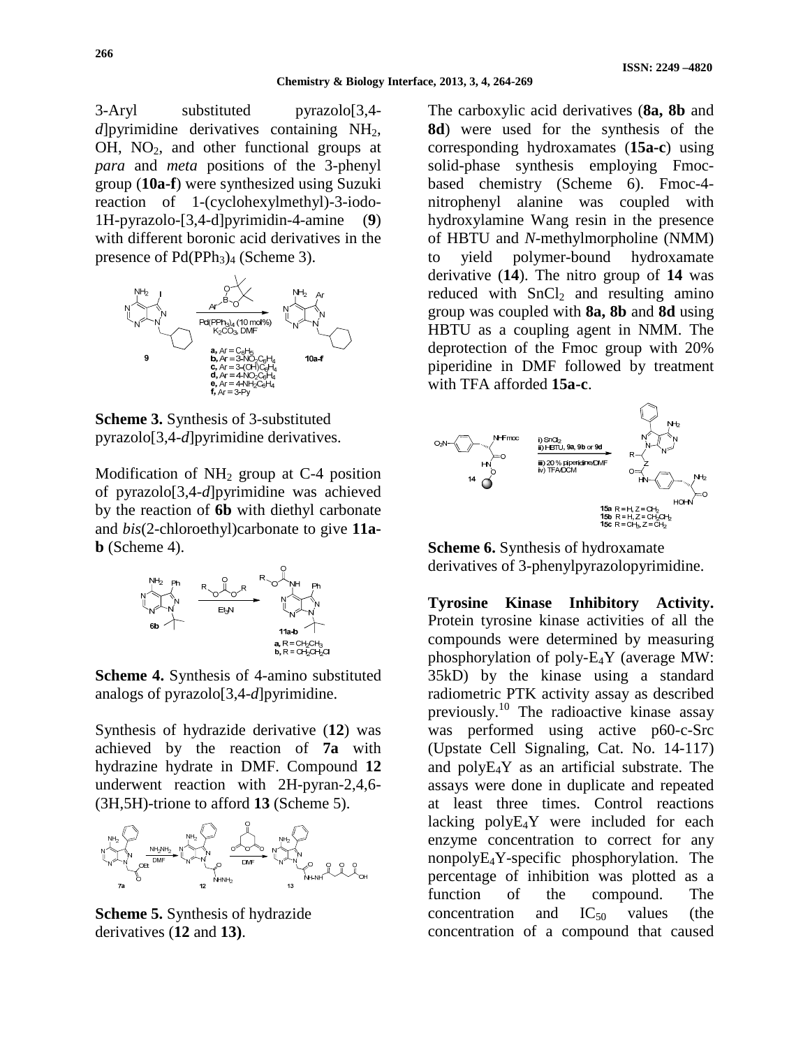3-Aryl substituted pyrazolo[3,4-*d*]pyrimidine derivatives containing $NH_2$, OH, $NO_2$, and other functional groups at *para* and *meta* positions of the 3-phenyl group (**10a-f**) were synthesized using Suzuki reaction of 1-(cyclohexylmethyl)-3-iodo-1H-pyrazolo-[3,4-d]pyrimidin-4-amine (**9**) with different boronic acid derivatives in the presence of $Pd(PPh_3)_4$ (Scheme 3).

**Scheme 3.** Synthesis of 3-substituted pyrazolo[3,4-*d*]pyrimidine derivatives.

Modification of $NH_2$ group at C-4 position of pyrazolo[3,4-*d*]pyrimidine was achieved by the reaction of **6b** with diethyl carbonate and *bis*(2-chloroethyl)carbonate to give **11a-b** (Scheme 4).

**Scheme 4.** Synthesis of 4-amino substituted analogs of pyrazolo[3,4-*d*]pyrimidine.

Synthesis of hydrazide derivative (**12**) was achieved by the reaction of **7a** with hydrazine hydrate in DMF. Compound **12** underwent reaction with 2H-pyran-2,4,6-(3H,5H)-trione to afford **13** (Scheme 5).

**Scheme 5.** Synthesis of hydrazide derivatives (**12** and **13)**.

The carboxylic acid derivatives (**8a, 8b** and **8d**) were used for the synthesis of the corresponding hydroxamates (**15a-c**) using solid-phase synthesis employing Fmoc-based chemistry (Scheme 6). Fmoc-4-nitrophenyl alanine was coupled with hydroxylamine Wang resin in the presence of HBTU and *N*-methylmorpholine (NMM) to yield polymer-bound hydroxamate derivative (**14**). The nitro group of **14** was reduced with $SnCl_2$ and resulting amino group was coupled with **8a, 8b** and **8d** using HBTU as a coupling agent in NMM. The deprotection of the Fmoc group with 20% piperidine in DMF followed by treatment with TFA afforded **15a-c**.

**Scheme 6.** Synthesis of hydroxamate derivatives of 3-phenylpyrazolopyrimidine.

**Tyrosine Kinase Inhibitory Activity.** Protein tyrosine kinase activities of all the compounds were determined by measuring phosphorylation of poly-$E_4Y$ (average MW: 35kD) by the kinase using a standard radiometric PTK activity assay as described previously.[10] The radioactive kinase assay was performed using active p60-c-Src (Upstate Cell Signaling, Cat. No. 14-117) and poly$E_4Y$ as an artificial substrate. The assays were done in duplicate and repeated at least three times. Control reactions lacking poly$E_4Y$ were included for each enzyme concentration to correct for any nonpoly$E_4Y$-specific phosphorylation. The percentage of inhibition was plotted as a function of the compound. The concentration and $IC_{50}$ values (the concentration of a compound that caused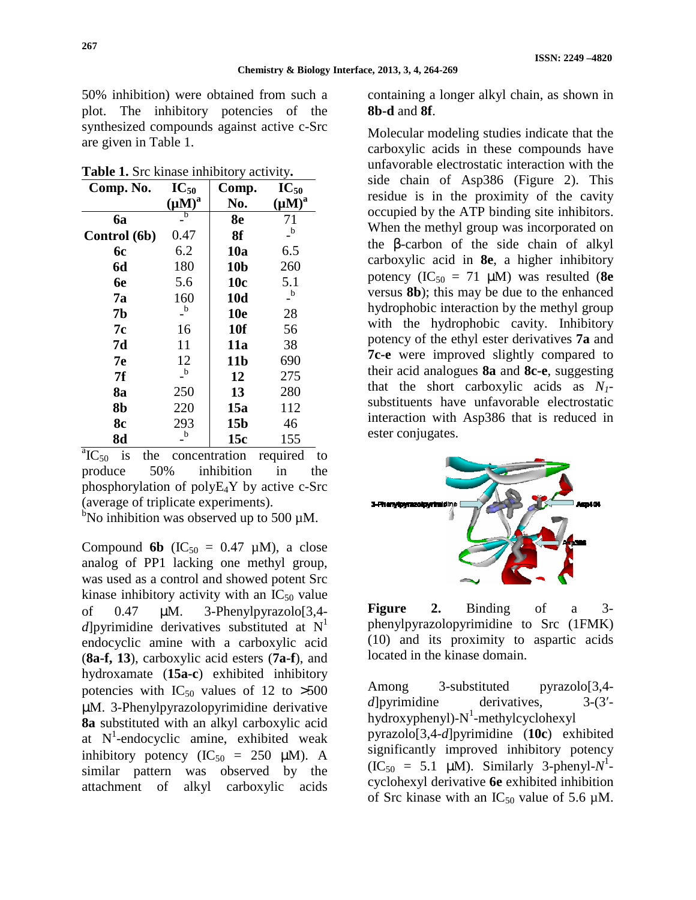50% inhibition) were obtained from such a plot. The inhibitory potencies of the synthesized compounds against active c-Src are given in Table 1.

**Table 1.** Src kinase inhibitory activity**.**

| Comp. No. | $IC_{50}$ (μM)[a] | Comp. No. | $IC_{50}$ (μM)[a] |
|---|---|---|---|
| **6a** | -[b] | **8e** | 71 |
| **Control (6b)** | 0.47 | **8f** | -[b] |
| **6c** | 6.2 | **10a** | 6.5 |
| **6d** | 180 | **10b** | 260 |
| **6e** | 5.6 | **10c** | 5.1 |
| **7a** | 160 | **10d** | -[b] |
| **7b** | -[b] | **10e** | 28 |
| **7c** | 16 | **10f** | 56 |
| **7d** | 11 | **11a** | 38 |
| **7e** | 12 | **11b** | 690 |
| **7f** | -[b] | **12** | 275 |
| **8a** | 250 | **13** | 280 |
| **8b** | 220 | **15a** | 112 |
| **8c** | 293 | **15b** | 46 |
| **8d** | -[b] | **15c** | 155 |

[a]$IC_{50}$ is the concentration required to produce 50% inhibition in the phosphorylation of $polyE_4Y$ by active c-Src (average of triplicate experiments).
[b]No inhibition was observed up to 500 µM.

Compound **6b** ($IC_{50}$ = 0.47 µM), a close analog of PP1 lacking one methyl group, was used as a control and showed potent Src kinase inhibitory activity with an $IC_{50}$ value of 0.47 μM. 3-Phenylpyrazolo[3,4-*d*]pyrimidine derivatives substituted at $N^1$ endocyclic amine with a carboxylic acid (**8a-f, 13**), carboxylic acid esters (**7a-f**), and hydroxamate (**15a-c**) exhibited inhibitory potencies with $IC_{50}$ values of 12 to >500 μM. 3-Phenylpyrazolopyrimidine derivative **8a** substituted with an alkyl carboxylic acid at $N^1$-endocyclic amine, exhibited weak inhibitory potency ($IC_{50}$ = 250 μM). A similar pattern was observed by the attachment of alkyl carboxylic acids containing a longer alkyl chain, as shown in **8b-d** and **8f**.

Molecular modeling studies indicate that the carboxylic acids in these compounds have unfavorable electrostatic interaction with the side chain of Asp386 (Figure 2). This residue is in the proximity of the cavity occupied by the ATP binding site inhibitors. When the methyl group was incorporated on the β-carbon of the side chain of alkyl carboxylic acid in **8e**, a higher inhibitory potency ($IC_{50}$ = 71 μM) was resulted (**8e** versus **8b**); this may be due to the enhanced hydrophobic interaction by the methyl group with the hydrophobic cavity. Inhibitory potency of the ethyl ester derivatives **7a** and **7c-e** were improved slightly compared to their acid analogues **8a** and **8c-e**, suggesting that the short carboxylic acids as $N_1$-substituents have unfavorable electrostatic interaction with Asp386 that is reduced in ester conjugates.

**Figure 2.** Binding of a 3-phenylpyrazolopyrimidine to Src (1FMK) (10) and its proximity to aspartic acids located in the kinase domain.

Among 3-substituted pyrazolo[3,4-*d*]pyrimidine derivatives, 3-(3′-hydroxyphenyl)-$N^1$-methylcyclohexyl pyrazolo[3,4-*d*]pyrimidine (**10c**) exhibited significantly improved inhibitory potency ($IC_{50}$ = 5.1 μM). Similarly 3-phenyl-$N^1$-cyclohexyl derivative **6e** exhibited inhibition of Src kinase with an $IC_{50}$ value of 5.6 µM.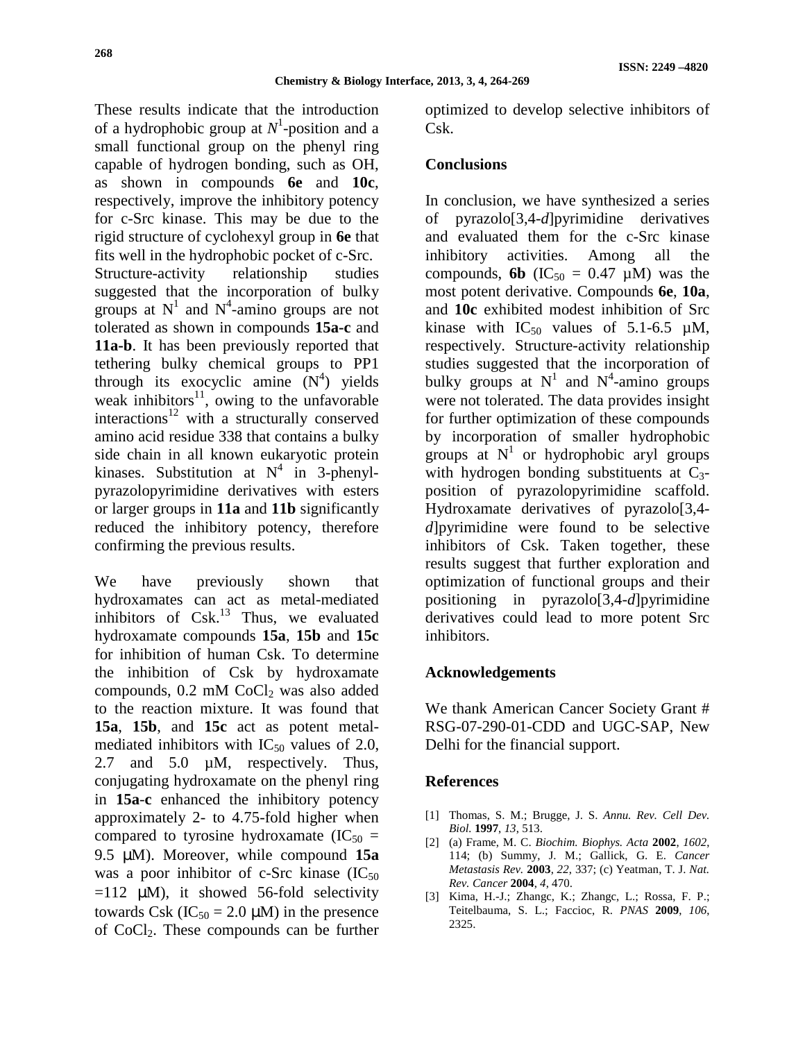These results indicate that the introduction of a hydrophobic group at $N^1$-position and a small functional group on the phenyl ring capable of hydrogen bonding, such as OH, as shown in compounds **6e** and **10c**, respectively, improve the inhibitory potency for c-Src kinase. This may be due to the rigid structure of cyclohexyl group in **6e** that fits well in the hydrophobic pocket of c-Src. Structure-activity relationship studies suggested that the incorporation of bulky groups at $N^1$ and $N^4$-amino groups are not tolerated as shown in compounds **15a-c** and **11a-b**. It has been previously reported that tethering bulky chemical groups to PP1 through its exocyclic amine ($N^4$) yields weak inhibitors[11], owing to the unfavorable interactions[12] with a structurally conserved amino acid residue 338 that contains a bulky side chain in all known eukaryotic protein kinases. Substitution at $N^4$ in 3-phenyl-pyrazolopyrimidine derivatives with esters or larger groups in **11a** and **11b** significantly reduced the inhibitory potency, therefore confirming the previous results.

We have previously shown that hydroxamates can act as metal-mediated inhibitors of Csk.[13] Thus, we evaluated hydroxamate compounds **15a**, **15b** and **15c** for inhibition of human Csk. To determine the inhibition of Csk by hydroxamate compounds, 0.2 mM $CoCl_2$ was also added to the reaction mixture. It was found that **15a**, **15b**, and **15c** act as potent metal-mediated inhibitors with $IC_{50}$ values of 2.0, 2.7 and 5.0 µM, respectively. Thus, conjugating hydroxamate on the phenyl ring in **15a**-**c** enhanced the inhibitory potency approximately 2- to 4.75-fold higher when compared to tyrosine hydroxamate ($IC_{50}$ = 9.5 µM). Moreover, while compound **15a** was a poor inhibitor of c-Src kinase ($IC_{50}$ =112 µM), it showed 56-fold selectivity towards Csk ($IC_{50}$ = 2.0 µM) in the presence of $CoCl_2$. These compounds can be further optimized to develop selective inhibitors of Csk.

## Conclusions

In conclusion, we have synthesized a series of pyrazolo[3,4-*d*]pyrimidine derivatives and evaluated them for the c-Src kinase inhibitory activities. Among all the compounds, **6b** ($IC_{50}$ = 0.47 µM) was the most potent derivative. Compounds **6e**, **10a**, and **10c** exhibited modest inhibition of Src kinase with $IC_{50}$ values of 5.1-6.5 µM, respectively. Structure-activity relationship studies suggested that the incorporation of bulky groups at $N^1$ and $N^4$-amino groups were not tolerated. The data provides insight for further optimization of these compounds by incorporation of smaller hydrophobic groups at $N^1$ or hydrophobic aryl groups with hydrogen bonding substituents at $C_3$-position of pyrazolopyrimidine scaffold. Hydroxamate derivatives of pyrazolo[3,4-*d*]pyrimidine were found to be selective inhibitors of Csk. Taken together, these results suggest that further exploration and optimization of functional groups and their positioning in pyrazolo[3,4-*d*]pyrimidine derivatives could lead to more potent Src inhibitors.

## Acknowledgements

We thank American Cancer Society Grant # RSG-07-290-01-CDD and UGC-SAP, New Delhi for the financial support.

## References

[1] Thomas, S. M.; Brugge, J. S. *Annu. Rev. Cell Dev. Biol.* **1997**, *13*, 513.

[2] (a) Frame, M. C. *Biochim. Biophys. Acta* **2002**, *1602*, 114; (b) Summy, J. M.; Gallick, G. E. *Cancer Metastasis Rev.* **2003**, *22*, 337; (c) Yeatman, T. J. *Nat. Rev. Cancer* **2004**, *4*, 470.

[3] Kima, H.-J.; Zhangc, K.; Zhangc, L.; Rossa, F. P.; Teitelbauma, S. L.; Faccioc, R. *PNAS* **2009**, *106*, 2325.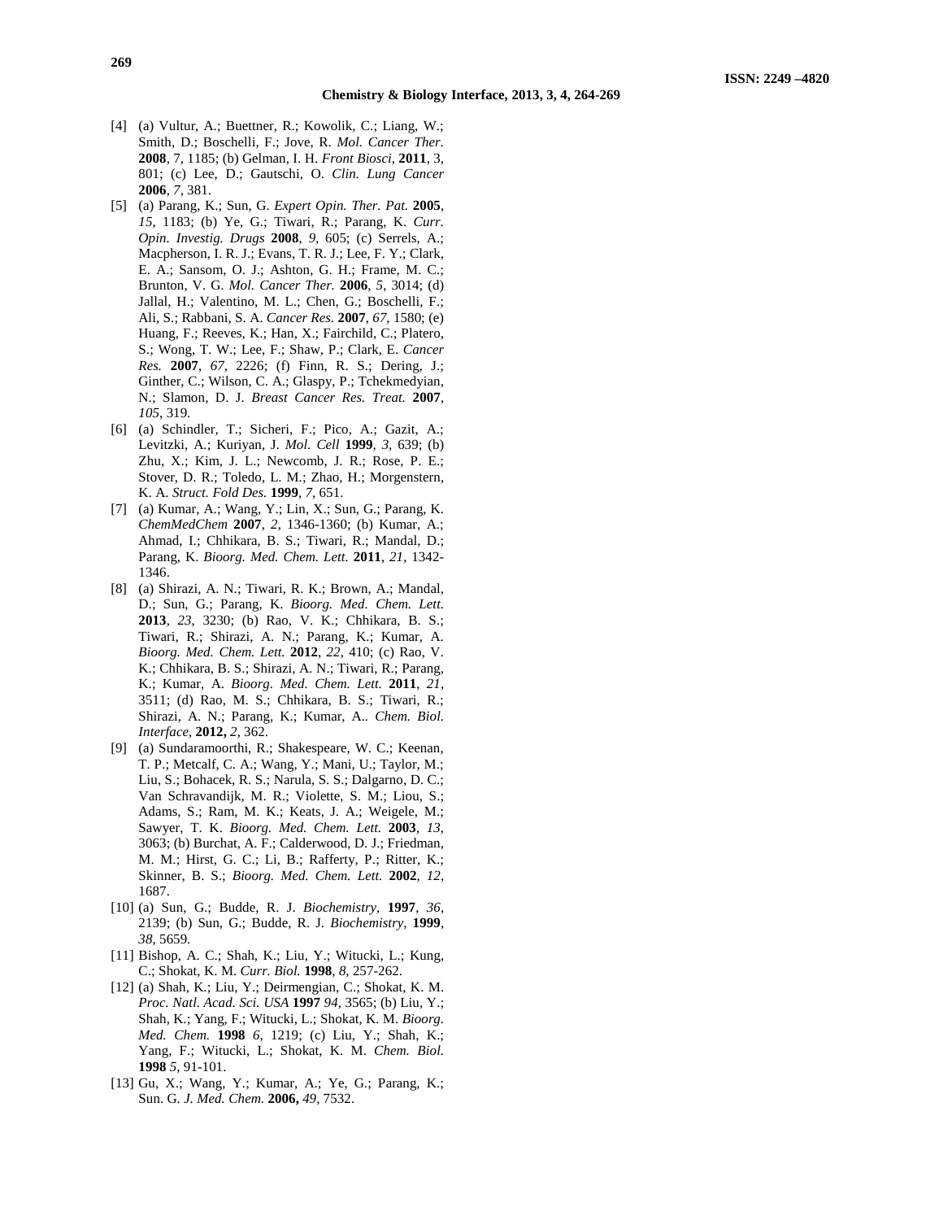[4] (a) Vultur, A.; Buettner, R.; Kowolik, C.; Liang, W.; Smith, D.; Boschelli, F.; Jove, R. *Mol. Cancer Ther.* **2008**, 7, 1185; (b) Gelman, I. H. *Front Biosci*, **2011**, 3, 801; (c) Lee, D.; Gautschi, O. *Clin. Lung Cancer* **2006**, *7*, 381.

[5] (a) Parang, K.; Sun, G. *Expert Opin. Ther. Pat.* **2005**, *15*, 1183; (b) Ye, G.; Tiwari, R.; Parang, K. *Curr. Opin. Investig. Drugs* **2008**, *9*, 605; (c) Serrels, A.; Macpherson, I. R. J.; Evans, T. R. J.; Lee, F. Y.; Clark, E. A.; Sansom, O. J.; Ashton, G. H.; Frame, M. C.; Brunton, V. G. *Mol. Cancer Ther.* **2006**, *5*, 3014; (d) Jallal, H.; Valentino, M. L.; Chen, G.; Boschelli, F.; Ali, S.; Rabbani, S. A. *Cancer Res.* **2007**, *67*, 1580; (e) Huang, F.; Reeves, K.; Han, X.; Fairchild, C.; Platero, S.; Wong, T. W.; Lee, F.; Shaw, P.; Clark, E. *Cancer Res.* **2007**, *67*, 2226; (f) Finn, R. S.; Dering, J.; Ginther, C.; Wilson, C. A.; Glaspy, P.; Tchekmedyian, N.; Slamon, D. J. *Breast Cancer Res. Treat.* **2007**, *105*, 319.

[6] (a) Schindler, T.; Sicheri, F.; Pico, A.; Gazit, A.; Levitzki, A.; Kuriyan, J. *Mol. Cell* **1999**, *3*, 639; (b) Zhu, X.; Kim, J. L.; Newcomb, J. R.; Rose, P. E.; Stover, D. R.; Toledo, L. M.; Zhao, H.; Morgenstern, K. A. *Struct. Fold Des.* **1999**, *7*, 651.

[7] (a) Kumar, A.; Wang, Y.; Lin, X.; Sun, G.; Parang, K. *ChemMedChem* **2007**, *2*, 1346-1360; (b) Kumar, A.; Ahmad, I.; Chhikara, B. S.; Tiwari, R.; Mandal, D.; Parang, K. *Bioorg. Med. Chem. Lett.* **2011**, *21*, 1342-1346.

[8] (a) Shirazi, A. N.; Tiwari, R. K.; Brown, A.; Mandal, D.; Sun, G.; Parang, K. *Bioorg. Med. Chem. Lett.* **2013**, *23*, 3230; (b) Rao, V. K.; Chhikara, B. S.; Tiwari, R.; Shirazi, A. N.; Parang, K.; Kumar, A. *Bioorg. Med. Chem. Lett.* **2012**, *22*, 410; (c) Rao, V. K.; Chhikara, B. S.; Shirazi, A. N.; Tiwari, R.; Parang, K.; Kumar, A. *Bioorg. Med. Chem. Lett.* **2011**, *21*, 3511; (d) Rao, M. S.; Chhikara, B. S.; Tiwari, R.; Shirazi, A. N.; Parang, K.; Kumar, A.. *Chem. Biol. Interface*, **2012,** *2*, 362.

[9] (a) Sundaramoorthi, R.; Shakespeare, W. C.; Keenan, T. P.; Metcalf, C. A.; Wang, Y.; Mani, U.; Taylor, M.; Liu, S.; Bohacek, R. S.; Narula, S. S.; Dalgarno, D. C.; Van Schravandijk, M. R.; Violette, S. M.; Liou, S.; Adams, S.; Ram, M. K.; Keats, J. A.; Weigele, M.; Sawyer, T. K. *Bioorg. Med. Chem. Lett.* **2003**, *13*, 3063; (b) Burchat, A. F.; Calderwood, D. J.; Friedman, M. M.; Hirst, G. C.; Li, B.; Rafferty, P.; Ritter, K.; Skinner, B. S.; *Bioorg. Med. Chem. Lett.* **2002**, *12*, 1687.

[10] (a) Sun, G.; Budde, R. J. *Biochemistry*, **1997**, *36*, 2139; (b) Sun, G.; Budde, R. J. *Biochemistry*, **1999**, *38*, 5659.

[11] Bishop, A. C.; Shah, K.; Liu, Y.; Witucki, L.; Kung, C.; Shokat, K. M. *Curr. Biol.* **1998**, *8*, 257-262.

[12] (a) Shah, K.; Liu, Y.; Deirmengian, C.; Shokat, K. M. *Proc. Natl. Acad. Sci. USA* **1997** *94*, 3565; (b) Liu, Y.; Shah, K.; Yang, F.; Witucki, L.; Shokat, K. M. *Bioorg. Med. Chem.* **1998** *6*, 1219; (c) Liu, Y.; Shah, K.; Yang, F.; Witucki, L.; Shokat, K. M. *Chem. Biol.* **1998** *5*, 91-101.

[13] Gu, X.; Wang, Y.; Kumar, A.; Ye, G.; Parang, K.; Sun. G. *J. Med. Chem.* **2006,** *49*, 7532.